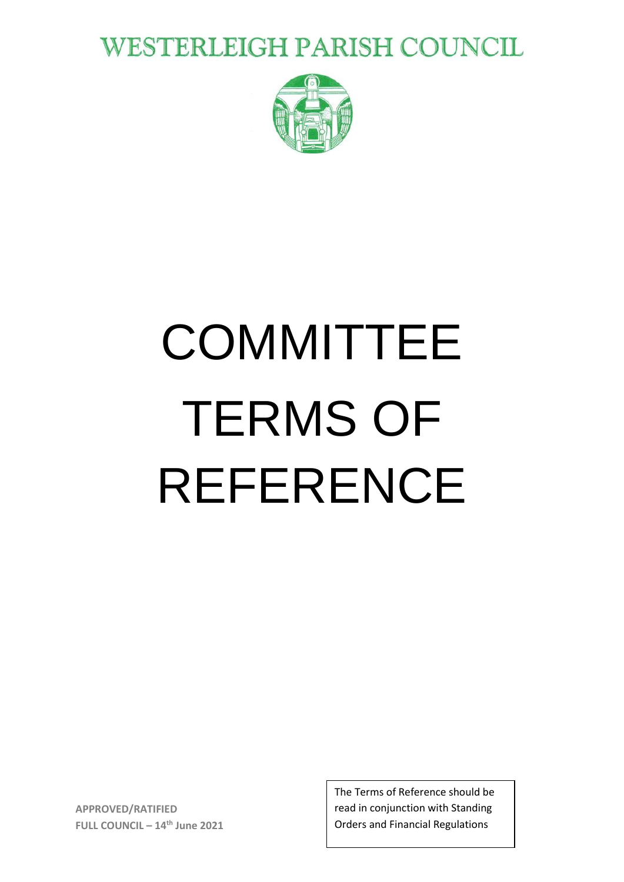# WESTERLEIGH PARISH COUNCIL

# COMMITTEE TERMS OF REFERENCE

**APPROVED/RATIFIED**
**FULL COUNCIL – 14th June 2021**

The Terms of Reference should be read in conjunction with Standing Orders and Financial Regulations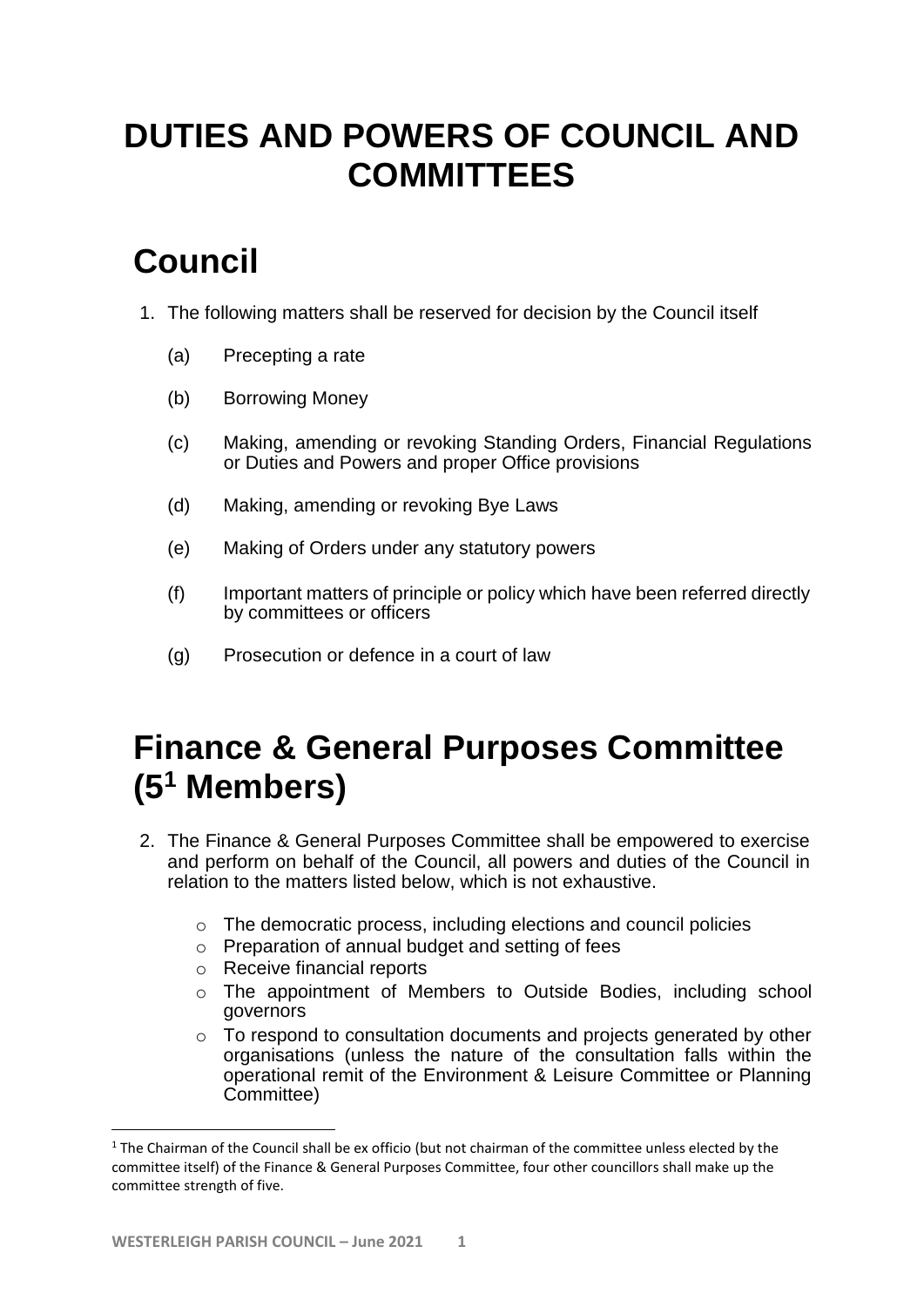# DUTIES AND POWERS OF COUNCIL AND COMMITTEES

## Council

1. The following matters shall be reserved for decision by the Council itself

   (a) Precepting a rate

   (b) Borrowing Money

   (c) Making, amending or revoking Standing Orders, Financial Regulations or Duties and Powers and proper Office provisions

   (d) Making, amending or revoking Bye Laws

   (e) Making of Orders under any statutory powers

   (f) Important matters of principle or policy which have been referred directly by committees or officers

   (g) Prosecution or defence in a court of law

## Finance & General Purposes Committee (5[1] Members)

2. The Finance & General Purposes Committee shall be empowered to exercise and perform on behalf of the Council, all powers and duties of the Council in relation to the matters listed below, which is not exhaustive.

   - The democratic process, including elections and council policies
   - Preparation of annual budget and setting of fees
   - Receive financial reports
   - The appointment of Members to Outside Bodies, including school governors
   - To respond to consultation documents and projects generated by other organisations (unless the nature of the consultation falls within the operational remit of the Environment & Leisure Committee or Planning Committee)

[1] The Chairman of the Council shall be ex officio (but not chairman of the committee unless elected by the committee itself) of the Finance & General Purposes Committee, four other councillors shall make up the committee strength of five.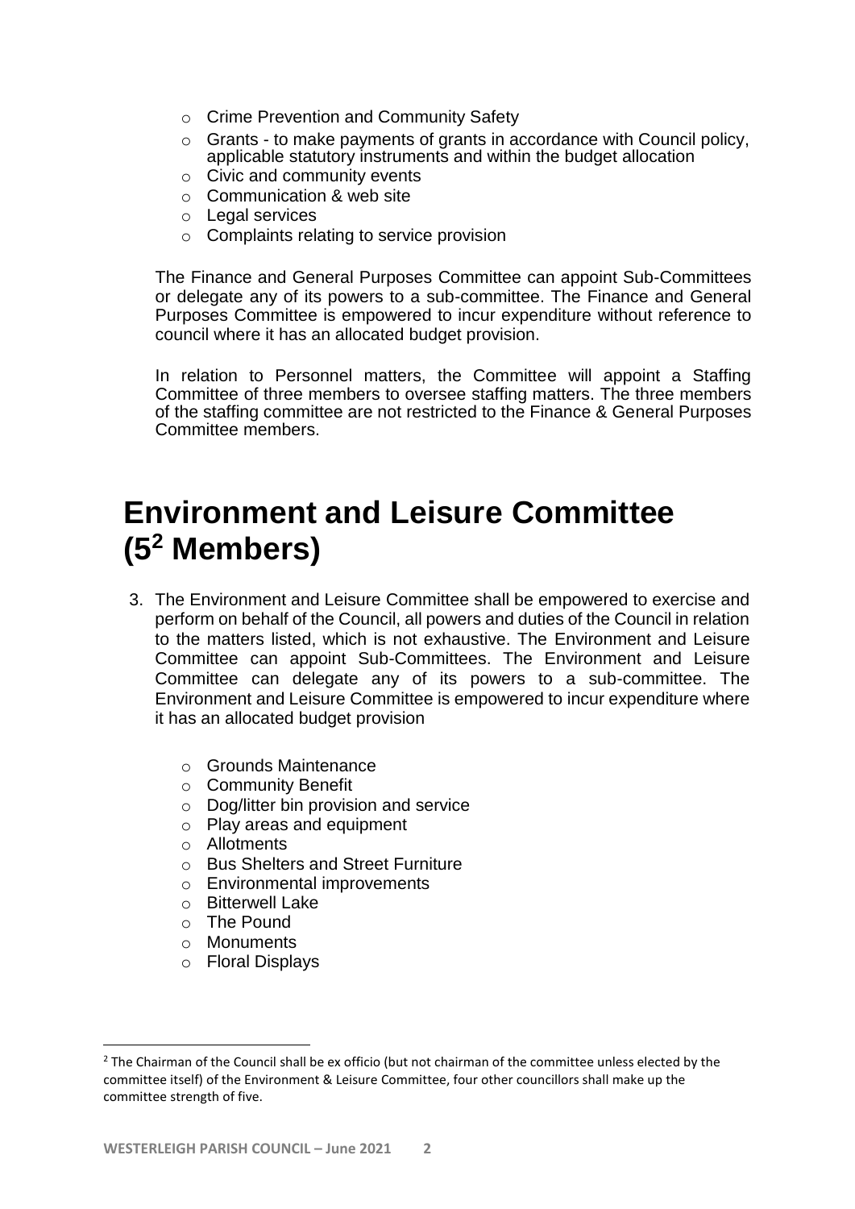- Crime Prevention and Community Safety
- Grants - to make payments of grants in accordance with Council policy, applicable statutory instruments and within the budget allocation
- Civic and community events
- Communication & web site
- Legal services
- Complaints relating to service provision

The Finance and General Purposes Committee can appoint Sub-Committees or delegate any of its powers to a sub-committee. The Finance and General Purposes Committee is empowered to incur expenditure without reference to council where it has an allocated budget provision.

In relation to Personnel matters, the Committee will appoint a Staffing Committee of three members to oversee staffing matters. The three members of the staffing committee are not restricted to the Finance & General Purposes Committee members.

# Environment and Leisure Committee (5[2] Members)

3. The Environment and Leisure Committee shall be empowered to exercise and perform on behalf of the Council, all powers and duties of the Council in relation to the matters listed, which is not exhaustive. The Environment and Leisure Committee can appoint Sub-Committees. The Environment and Leisure Committee can delegate any of its powers to a sub-committee. The Environment and Leisure Committee is empowered to incur expenditure where it has an allocated budget provision

    - Grounds Maintenance
    - Community Benefit
    - Dog/litter bin provision and service
    - Play areas and equipment
    - Allotments
    - Bus Shelters and Street Furniture
    - Environmental improvements
    - Bitterwell Lake
    - The Pound
    - Monuments
    - Floral Displays

[2] The Chairman of the Council shall be ex officio (but not chairman of the committee unless elected by the committee itself) of the Environment & Leisure Committee, four other councillors shall make up the committee strength of five.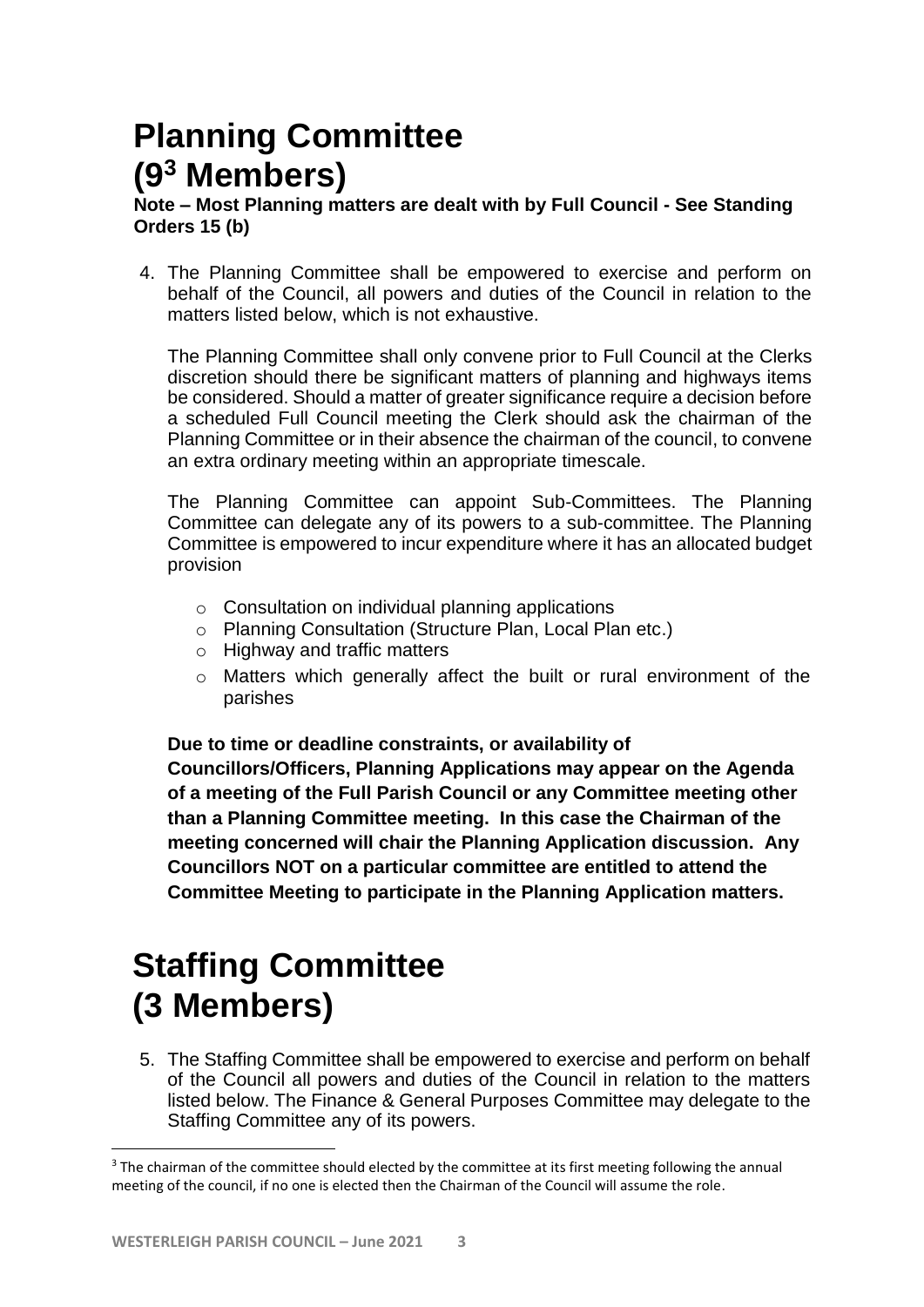# Planning Committee (9[3] Members)

**Note – Most Planning matters are dealt with by Full Council - See Standing Orders 15 (b)**

4. The Planning Committee shall be empowered to exercise and perform on behalf of the Council, all powers and duties of the Council in relation to the matters listed below, which is not exhaustive.

   The Planning Committee shall only convene prior to Full Council at the Clerks discretion should there be significant matters of planning and highways items be considered. Should a matter of greater significance require a decision before a scheduled Full Council meeting the Clerk should ask the chairman of the Planning Committee or in their absence the chairman of the council, to convene an extra ordinary meeting within an appropriate timescale.

   The Planning Committee can appoint Sub-Committees. The Planning Committee can delegate any of its powers to a sub-committee. The Planning Committee is empowered to incur expenditure where it has an allocated budget provision

   - Consultation on individual planning applications
   - Planning Consultation (Structure Plan, Local Plan etc.)
   - Highway and traffic matters
   - Matters which generally affect the built or rural environment of the parishes

   **Due to time or deadline constraints, or availability of Councillors/Officers, Planning Applications may appear on the Agenda of a meeting of the Full Parish Council or any Committee meeting other than a Planning Committee meeting. In this case the Chairman of the meeting concerned will chair the Planning Application discussion. Any Councillors NOT on a particular committee are entitled to attend the Committee Meeting to participate in the Planning Application matters.**

# Staffing Committee (3 Members)

5. The Staffing Committee shall be empowered to exercise and perform on behalf of the Council all powers and duties of the Council in relation to the matters listed below. The Finance & General Purposes Committee may delegate to the Staffing Committee any of its powers.

[3] The chairman of the committee should elected by the committee at its first meeting following the annual meeting of the council, if no one is elected then the Chairman of the Council will assume the role.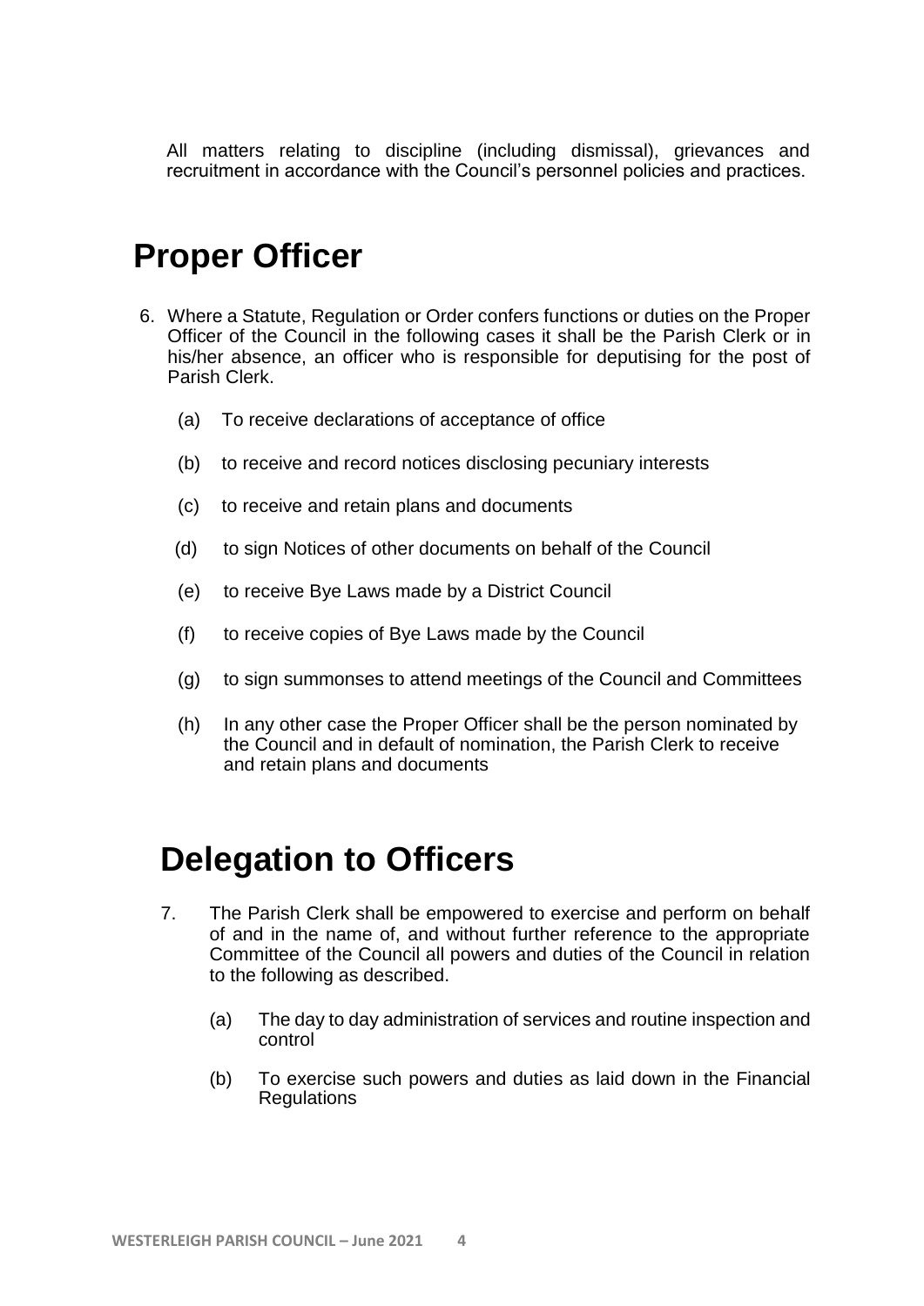All matters relating to discipline (including dismissal), grievances and recruitment in accordance with the Council's personnel policies and practices.

# Proper Officer

6. Where a Statute, Regulation or Order confers functions or duties on the Proper Officer of the Council in the following cases it shall be the Parish Clerk or in his/her absence, an officer who is responsible for deputising for the post of Parish Clerk.

   (a) To receive declarations of acceptance of office

   (b) to receive and record notices disclosing pecuniary interests

   (c) to receive and retain plans and documents

   (d) to sign Notices of other documents on behalf of the Council

   (e) to receive Bye Laws made by a District Council

   (f) to receive copies of Bye Laws made by the Council

   (g) to sign summonses to attend meetings of the Council and Committees

   (h) In any other case the Proper Officer shall be the person nominated by the Council and in default of nomination, the Parish Clerk to receive and retain plans and documents

# Delegation to Officers

7. The Parish Clerk shall be empowered to exercise and perform on behalf of and in the name of, and without further reference to the appropriate Committee of the Council all powers and duties of the Council in relation to the following as described.

   (a) The day to day administration of services and routine inspection and control

   (b) To exercise such powers and duties as laid down in the Financial Regulations